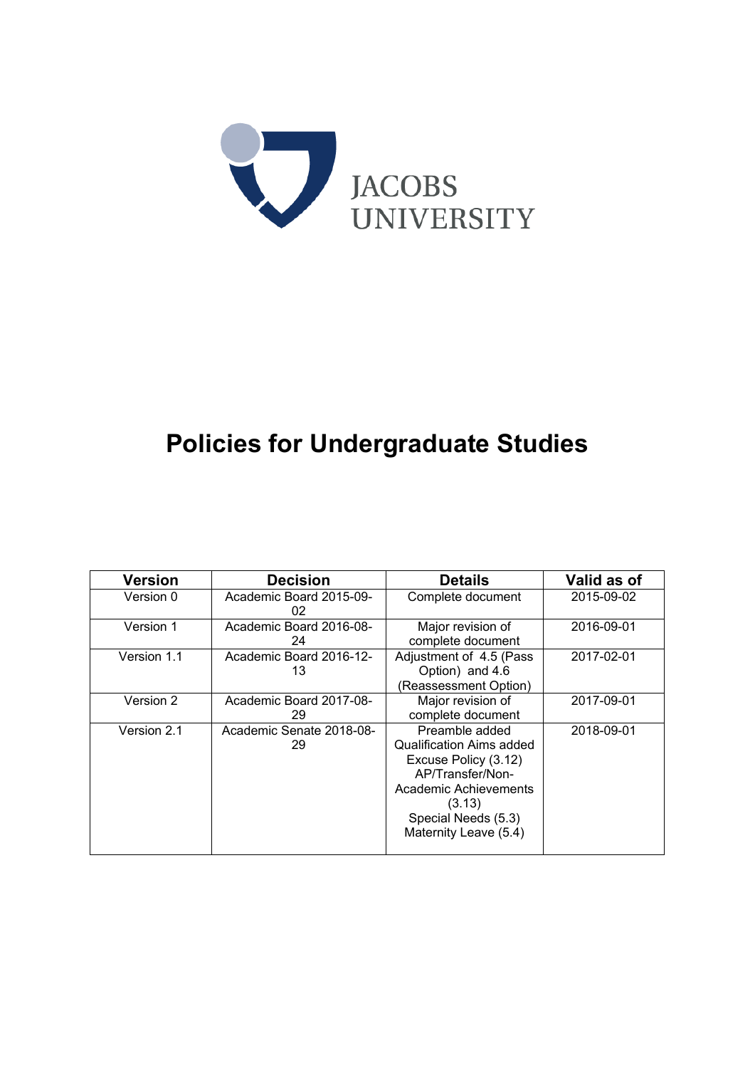JACOBS
UNIVERSITY

# Policies for Undergraduate Studies

| Version | Decision | Details | Valid as of |
| --- | --- | --- | --- |
| Version 0 | Academic Board 2015-09-02 | Complete document | 2015-09-02 |
| Version 1 | Academic Board 2016-08-24 | Major revision of complete document | 2016-09-01 |
| Version 1.1 | Academic Board 2016-12-13 | Adjustment of 4.5 (Pass Option) and 4.6 (Reassessment Option) | 2017-02-01 |
| Version 2 | Academic Board 2017-08-29 | Major revision of complete document | 2017-09-01 |
| Version 2.1 | Academic Senate 2018-08-29 | Preamble added<br>Qualification Aims added<br>Excuse Policy (3.12)<br>AP/Transfer/Non-Academic Achievements (3.13)<br>Special Needs (5.3)<br>Maternity Leave (5.4) | 2018-09-01 |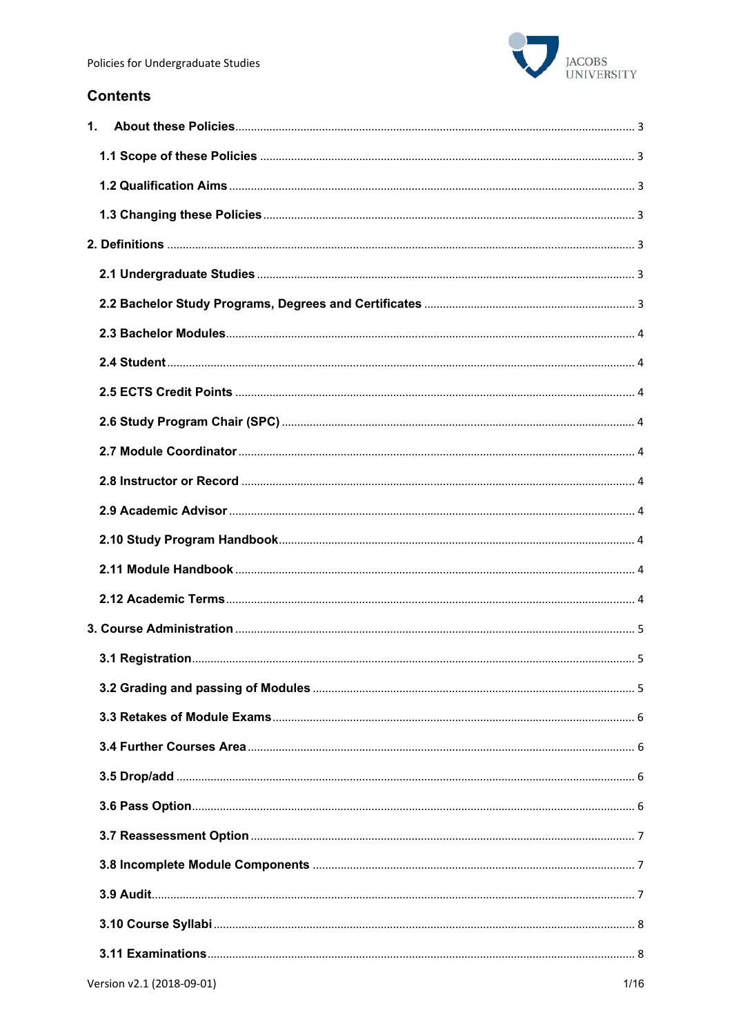## Contents

1. **About these Policies** ........ 3
   - **1.1 Scope of these Policies** ........ 3
   - **1.2 Qualification Aims** ........ 3
   - **1.3 Changing these Policies** ........ 3

**2. Definitions** ........ 3
   - **2.1 Undergraduate Studies** ........ 3
   - **2.2 Bachelor Study Programs, Degrees and Certificates** ........ 3
   - **2.3 Bachelor Modules** ........ 4
   - **2.4 Student** ........ 4
   - **2.5 ECTS Credit Points** ........ 4
   - **2.6 Study Program Chair (SPC)** ........ 4
   - **2.7 Module Coordinator** ........ 4
   - **2.8 Instructor or Record** ........ 4
   - **2.9 Academic Advisor** ........ 4
   - **2.10 Study Program Handbook** ........ 4
   - **2.11 Module Handbook** ........ 4
   - **2.12 Academic Terms** ........ 4

**3. Course Administration** ........ 5
   - **3.1 Registration** ........ 5
   - **3.2 Grading and passing of Modules** ........ 5
   - **3.3 Retakes of Module Exams** ........ 6
   - **3.4 Further Courses Area** ........ 6
   - **3.5 Drop/add** ........ 6
   - **3.6 Pass Option** ........ 6
   - **3.7 Reassessment Option** ........ 7
   - **3.8 Incomplete Module Components** ........ 7
   - **3.9 Audit** ........ 7
   - **3.10 Course Syllabi** ........ 8
   - **3.11 Examinations** ........ 8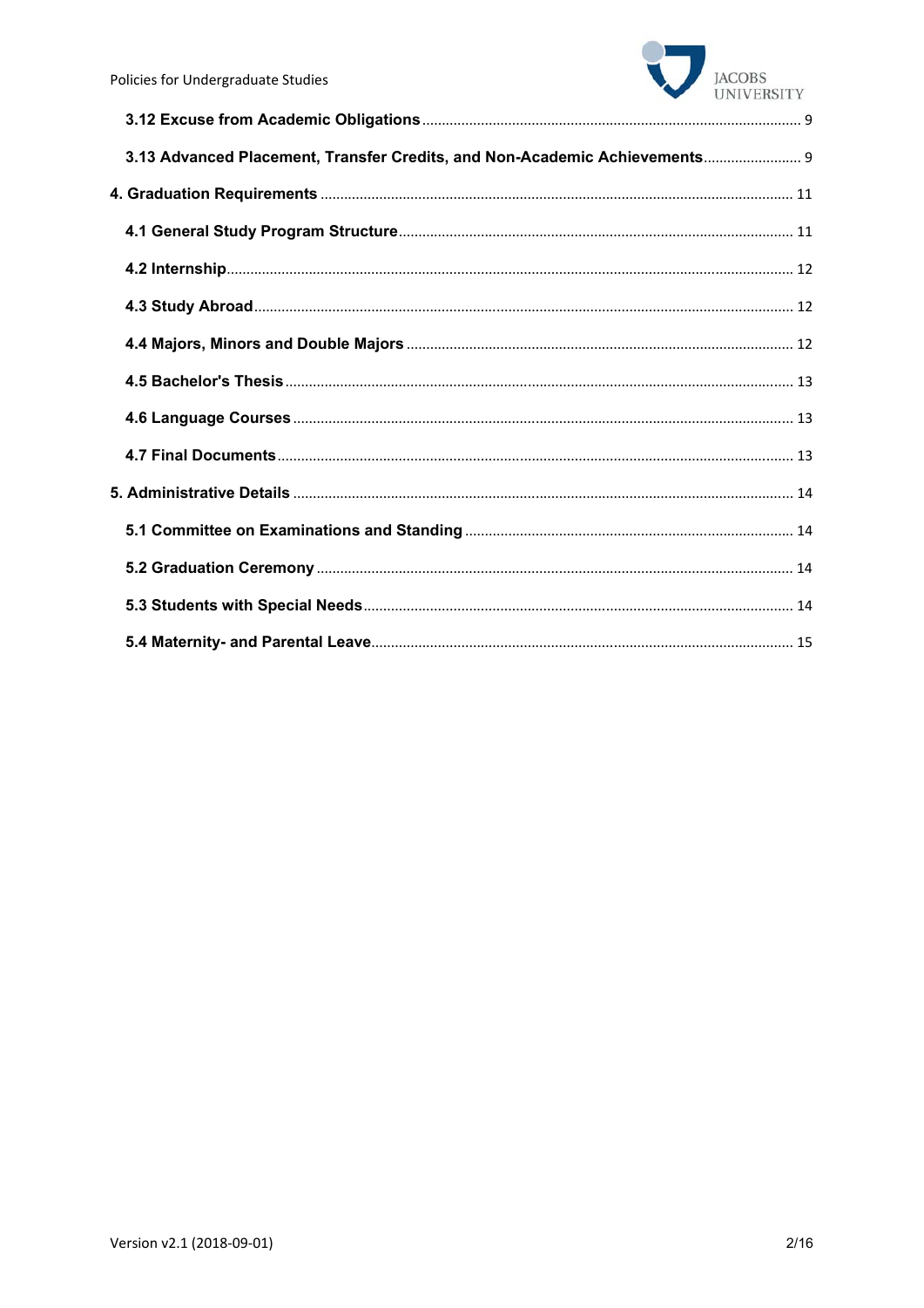3.12 Excuse from Academic Obligations ... 9

3.13 Advanced Placement, Transfer Credits, and Non-Academic Achievements ... 9

4. Graduation Requirements ... 11

4.1 General Study Program Structure ... 11

4.2 Internship ... 12

4.3 Study Abroad ... 12

4.4 Majors, Minors and Double Majors ... 12

4.5 Bachelor's Thesis ... 13

4.6 Language Courses ... 13

4.7 Final Documents ... 13

5. Administrative Details ... 14

5.1 Committee on Examinations and Standing ... 14

5.2 Graduation Ceremony ... 14

5.3 Students with Special Needs ... 14

5.4 Maternity- and Parental Leave ... 15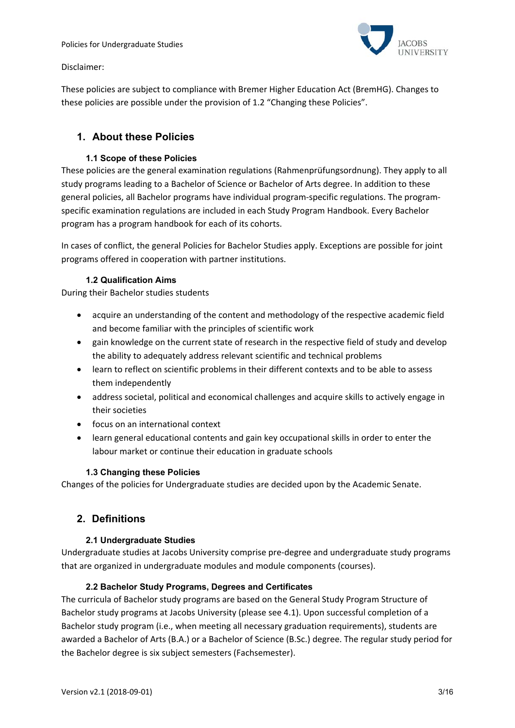Disclaimer:

These policies are subject to compliance with Bremer Higher Education Act (BremHG). Changes to these policies are possible under the provision of 1.2 "Changing these Policies".

## 1. About these Policies

### 1.1 Scope of these Policies

These policies are the general examination regulations (Rahmenprüfungsordnung). They apply to all study programs leading to a Bachelor of Science or Bachelor of Arts degree. In addition to these general policies, all Bachelor programs have individual program-specific regulations. The program-specific examination regulations are included in each Study Program Handbook. Every Bachelor program has a program handbook for each of its cohorts.

In cases of conflict, the general Policies for Bachelor Studies apply. Exceptions are possible for joint programs offered in cooperation with partner institutions.

### 1.2 Qualification Aims

During their Bachelor studies students

- acquire an understanding of the content and methodology of the respective academic field and become familiar with the principles of scientific work
- gain knowledge on the current state of research in the respective field of study and develop the ability to adequately address relevant scientific and technical problems
- learn to reflect on scientific problems in their different contexts and to be able to assess them independently
- address societal, political and economical challenges and acquire skills to actively engage in their societies
- focus on an international context
- learn general educational contents and gain key occupational skills in order to enter the labour market or continue their education in graduate schools

### 1.3 Changing these Policies

Changes of the policies for Undergraduate studies are decided upon by the Academic Senate.

## 2. Definitions

### 2.1 Undergraduate Studies

Undergraduate studies at Jacobs University comprise pre-degree and undergraduate study programs that are organized in undergraduate modules and module components (courses).

### 2.2 Bachelor Study Programs, Degrees and Certificates

The curricula of Bachelor study programs are based on the General Study Program Structure of Bachelor study programs at Jacobs University (please see 4.1). Upon successful completion of a Bachelor study program (i.e., when meeting all necessary graduation requirements), students are awarded a Bachelor of Arts (B.A.) or a Bachelor of Science (B.Sc.) degree. The regular study period for the Bachelor degree is six subject semesters (Fachsemester).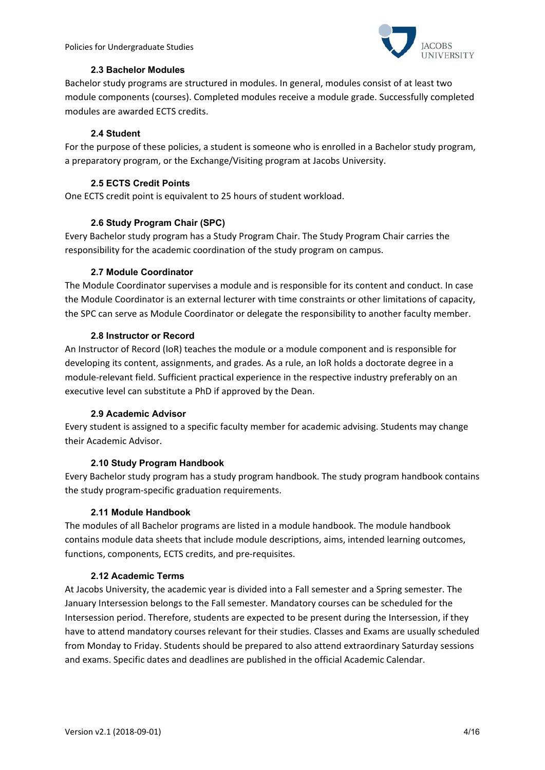### 2.3 Bachelor Modules

Bachelor study programs are structured in modules. In general, modules consist of at least two module components (courses). Completed modules receive a module grade. Successfully completed modules are awarded ECTS credits.

### 2.4 Student

For the purpose of these policies, a student is someone who is enrolled in a Bachelor study program, a preparatory program, or the Exchange/Visiting program at Jacobs University.

### 2.5 ECTS Credit Points

One ECTS credit point is equivalent to 25 hours of student workload.

### 2.6 Study Program Chair (SPC)

Every Bachelor study program has a Study Program Chair. The Study Program Chair carries the responsibility for the academic coordination of the study program on campus.

### 2.7 Module Coordinator

The Module Coordinator supervises a module and is responsible for its content and conduct. In case the Module Coordinator is an external lecturer with time constraints or other limitations of capacity, the SPC can serve as Module Coordinator or delegate the responsibility to another faculty member.

### 2.8 Instructor or Record

An Instructor of Record (IoR) teaches the module or a module component and is responsible for developing its content, assignments, and grades. As a rule, an IoR holds a doctorate degree in a module-relevant field. Sufficient practical experience in the respective industry preferably on an executive level can substitute a PhD if approved by the Dean.

### 2.9 Academic Advisor

Every student is assigned to a specific faculty member for academic advising. Students may change their Academic Advisor.

### 2.10 Study Program Handbook

Every Bachelor study program has a study program handbook. The study program handbook contains the study program-specific graduation requirements.

### 2.11 Module Handbook

The modules of all Bachelor programs are listed in a module handbook. The module handbook contains module data sheets that include module descriptions, aims, intended learning outcomes, functions, components, ECTS credits, and pre-requisites.

### 2.12 Academic Terms

At Jacobs University, the academic year is divided into a Fall semester and a Spring semester. The January Intersession belongs to the Fall semester. Mandatory courses can be scheduled for the Intersession period. Therefore, students are expected to be present during the Intersession, if they have to attend mandatory courses relevant for their studies. Classes and Exams are usually scheduled from Monday to Friday. Students should be prepared to also attend extraordinary Saturday sessions and exams. Specific dates and deadlines are published in the official Academic Calendar.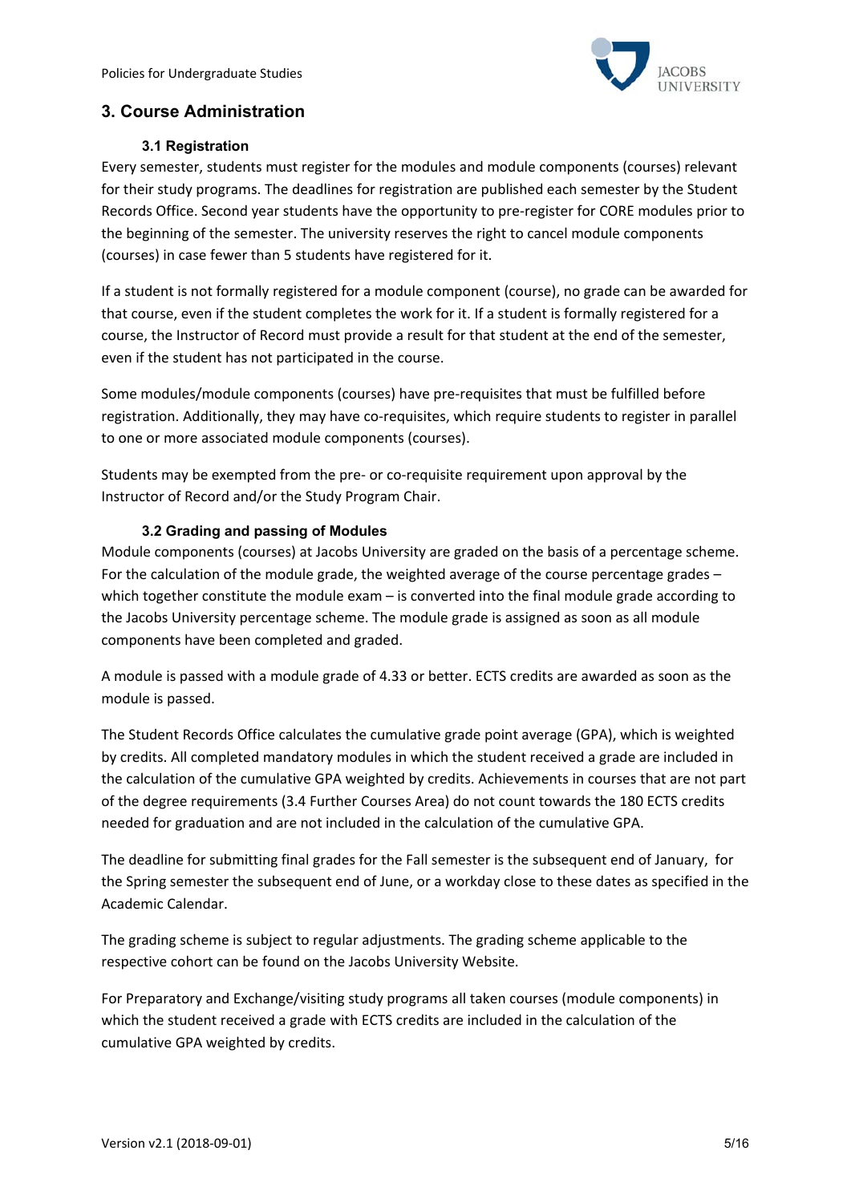## 3. Course Administration

### 3.1 Registration

Every semester, students must register for the modules and module components (courses) relevant for their study programs. The deadlines for registration are published each semester by the Student Records Office. Second year students have the opportunity to pre-register for CORE modules prior to the beginning of the semester. The university reserves the right to cancel module components (courses) in case fewer than 5 students have registered for it.

If a student is not formally registered for a module component (course), no grade can be awarded for that course, even if the student completes the work for it. If a student is formally registered for a course, the Instructor of Record must provide a result for that student at the end of the semester, even if the student has not participated in the course.

Some modules/module components (courses) have pre-requisites that must be fulfilled before registration. Additionally, they may have co-requisites, which require students to register in parallel to one or more associated module components (courses).

Students may be exempted from the pre- or co-requisite requirement upon approval by the Instructor of Record and/or the Study Program Chair.

### 3.2 Grading and passing of Modules

Module components (courses) at Jacobs University are graded on the basis of a percentage scheme. For the calculation of the module grade, the weighted average of the course percentage grades – which together constitute the module exam – is converted into the final module grade according to the Jacobs University percentage scheme. The module grade is assigned as soon as all module components have been completed and graded.

A module is passed with a module grade of 4.33 or better. ECTS credits are awarded as soon as the module is passed.

The Student Records Office calculates the cumulative grade point average (GPA), which is weighted by credits. All completed mandatory modules in which the student received a grade are included in the calculation of the cumulative GPA weighted by credits. Achievements in courses that are not part of the degree requirements (3.4 Further Courses Area) do not count towards the 180 ECTS credits needed for graduation and are not included in the calculation of the cumulative GPA.

The deadline for submitting final grades for the Fall semester is the subsequent end of January, for the Spring semester the subsequent end of June, or a workday close to these dates as specified in the Academic Calendar.

The grading scheme is subject to regular adjustments. The grading scheme applicable to the respective cohort can be found on the Jacobs University Website.

For Preparatory and Exchange/visiting study programs all taken courses (module components) in which the student received a grade with ECTS credits are included in the calculation of the cumulative GPA weighted by credits.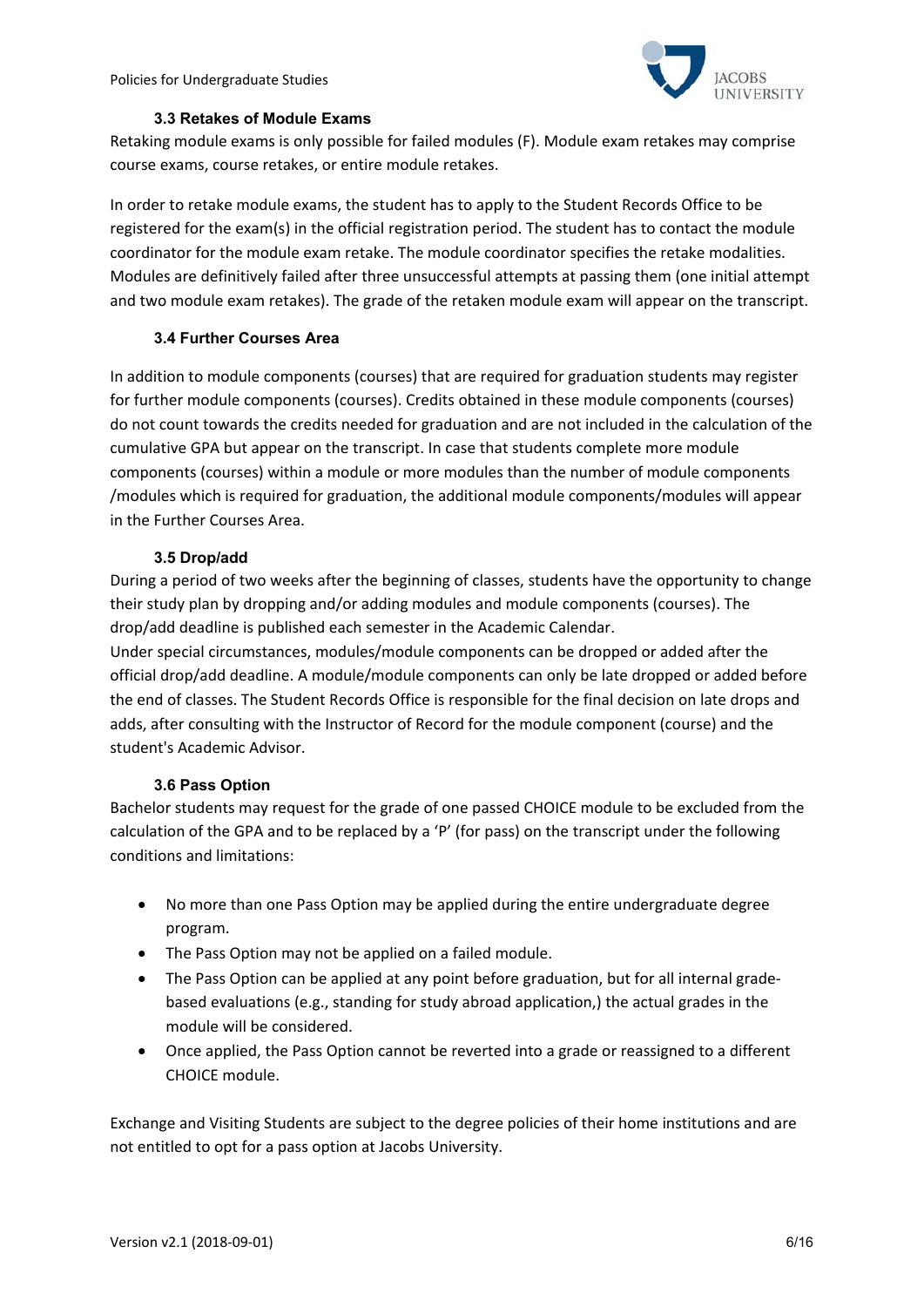### 3.3 Retakes of Module Exams

Retaking module exams is only possible for failed modules (F). Module exam retakes may comprise course exams, course retakes, or entire module retakes.

In order to retake module exams, the student has to apply to the Student Records Office to be registered for the exam(s) in the official registration period. The student has to contact the module coordinator for the module exam retake. The module coordinator specifies the retake modalities. Modules are definitively failed after three unsuccessful attempts at passing them (one initial attempt and two module exam retakes). The grade of the retaken module exam will appear on the transcript.

### 3.4 Further Courses Area

In addition to module components (courses) that are required for graduation students may register for further module components (courses). Credits obtained in these module components (courses) do not count towards the credits needed for graduation and are not included in the calculation of the cumulative GPA but appear on the transcript. In case that students complete more module components (courses) within a module or more modules than the number of module components /modules which is required for graduation, the additional module components/modules will appear in the Further Courses Area.

### 3.5 Drop/add

During a period of two weeks after the beginning of classes, students have the opportunity to change their study plan by dropping and/or adding modules and module components (courses). The drop/add deadline is published each semester in the Academic Calendar.
Under special circumstances, modules/module components can be dropped or added after the official drop/add deadline. A module/module components can only be late dropped or added before the end of classes. The Student Records Office is responsible for the final decision on late drops and adds, after consulting with the Instructor of Record for the module component (course) and the student's Academic Advisor.

### 3.6 Pass Option

Bachelor students may request for the grade of one passed CHOICE module to be excluded from the calculation of the GPA and to be replaced by a 'P' (for pass) on the transcript under the following conditions and limitations:

- No more than one Pass Option may be applied during the entire undergraduate degree program.
- The Pass Option may not be applied on a failed module.
- The Pass Option can be applied at any point before graduation, but for all internal grade-based evaluations (e.g., standing for study abroad application,) the actual grades in the module will be considered.
- Once applied, the Pass Option cannot be reverted into a grade or reassigned to a different CHOICE module.

Exchange and Visiting Students are subject to the degree policies of their home institutions and are not entitled to opt for a pass option at Jacobs University.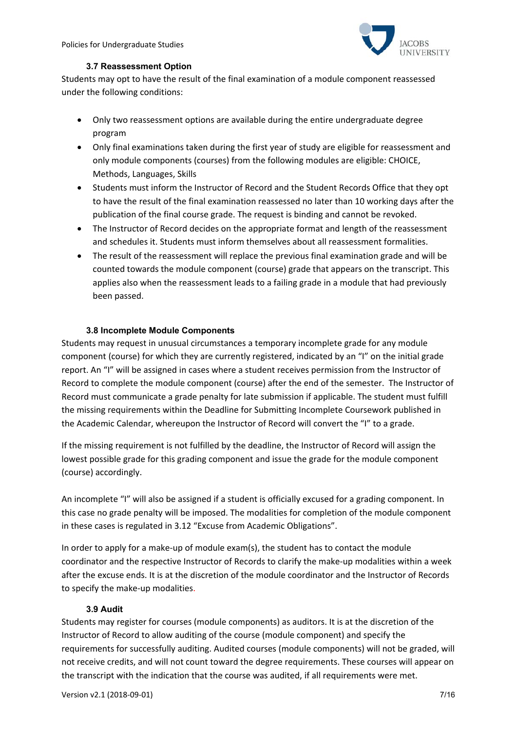### 3.7 Reassessment Option

Students may opt to have the result of the final examination of a module component reassessed under the following conditions:

- Only two reassessment options are available during the entire undergraduate degree program
- Only final examinations taken during the first year of study are eligible for reassessment and only module components (courses) from the following modules are eligible: CHOICE, Methods, Languages, Skills
- Students must inform the Instructor of Record and the Student Records Office that they opt to have the result of the final examination reassessed no later than 10 working days after the publication of the final course grade. The request is binding and cannot be revoked.
- The Instructor of Record decides on the appropriate format and length of the reassessment and schedules it. Students must inform themselves about all reassessment formalities.
- The result of the reassessment will replace the previous final examination grade and will be counted towards the module component (course) grade that appears on the transcript. This applies also when the reassessment leads to a failing grade in a module that had previously been passed.

### 3.8 Incomplete Module Components

Students may request in unusual circumstances a temporary incomplete grade for any module component (course) for which they are currently registered, indicated by an "I" on the initial grade report. An "I" will be assigned in cases where a student receives permission from the Instructor of Record to complete the module component (course) after the end of the semester. The Instructor of Record must communicate a grade penalty for late submission if applicable. The student must fulfill the missing requirements within the Deadline for Submitting Incomplete Coursework published in the Academic Calendar, whereupon the Instructor of Record will convert the "I" to a grade.

If the missing requirement is not fulfilled by the deadline, the Instructor of Record will assign the lowest possible grade for this grading component and issue the grade for the module component (course) accordingly.

An incomplete "I" will also be assigned if a student is officially excused for a grading component. In this case no grade penalty will be imposed. The modalities for completion of the module component in these cases is regulated in 3.12 "Excuse from Academic Obligations".

In order to apply for a make-up of module exam(s), the student has to contact the module coordinator and the respective Instructor of Records to clarify the make-up modalities within a week after the excuse ends. It is at the discretion of the module coordinator and the Instructor of Records to specify the make-up modalities.

### 3.9 Audit

Students may register for courses (module components) as auditors. It is at the discretion of the Instructor of Record to allow auditing of the course (module component) and specify the requirements for successfully auditing. Audited courses (module components) will not be graded, will not receive credits, and will not count toward the degree requirements. These courses will appear on the transcript with the indication that the course was audited, if all requirements were met.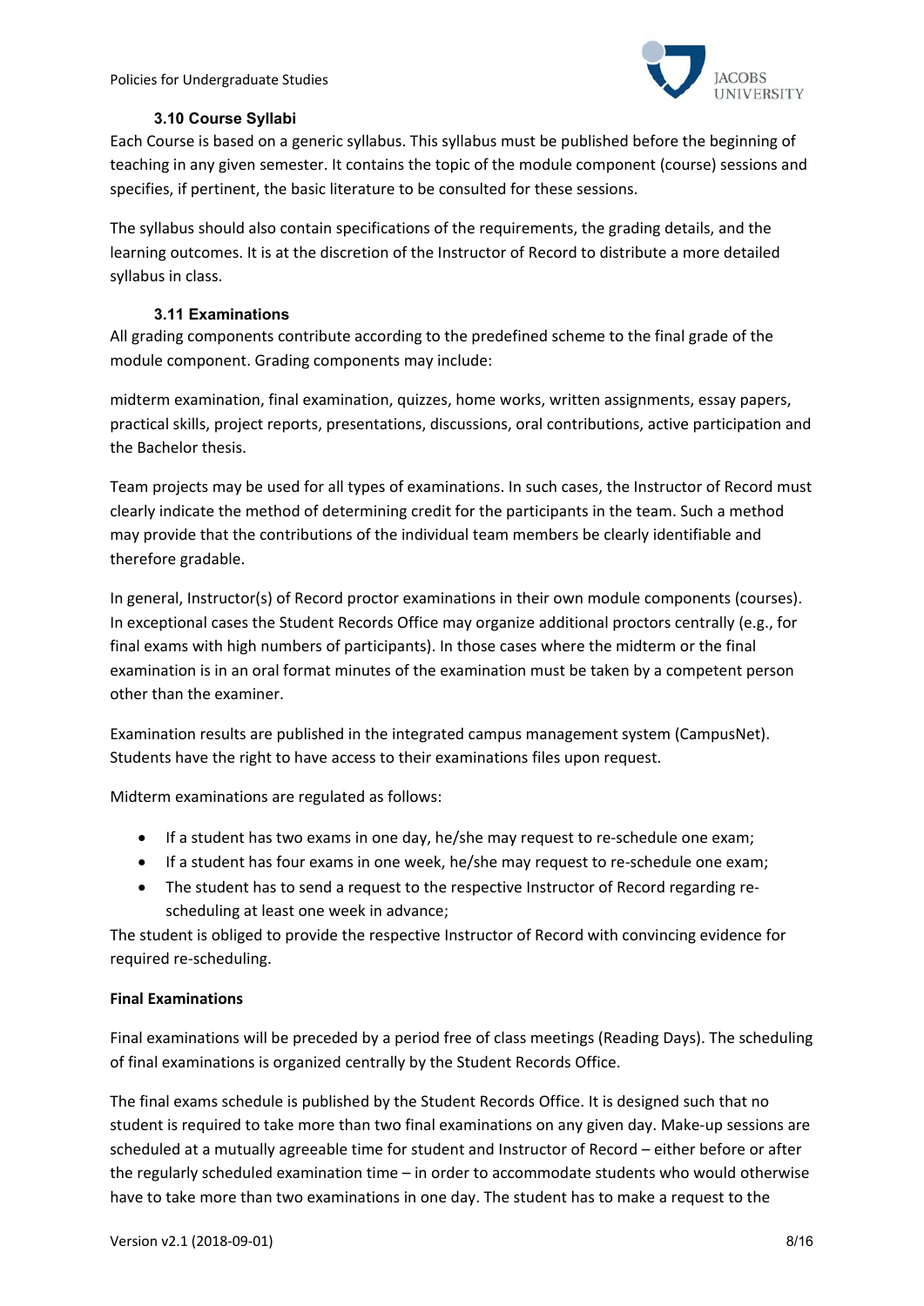### 3.10 Course Syllabi

Each Course is based on a generic syllabus. This syllabus must be published before the beginning of teaching in any given semester. It contains the topic of the module component (course) sessions and specifies, if pertinent, the basic literature to be consulted for these sessions.

The syllabus should also contain specifications of the requirements, the grading details, and the learning outcomes. It is at the discretion of the Instructor of Record to distribute a more detailed syllabus in class.

### 3.11 Examinations

All grading components contribute according to the predefined scheme to the final grade of the module component. Grading components may include:

midterm examination, final examination, quizzes, home works, written assignments, essay papers, practical skills, project reports, presentations, discussions, oral contributions, active participation and the Bachelor thesis.

Team projects may be used for all types of examinations. In such cases, the Instructor of Record must clearly indicate the method of determining credit for the participants in the team. Such a method may provide that the contributions of the individual team members be clearly identifiable and therefore gradable.

In general, Instructor(s) of Record proctor examinations in their own module components (courses). In exceptional cases the Student Records Office may organize additional proctors centrally (e.g., for final exams with high numbers of participants). In those cases where the midterm or the final examination is in an oral format minutes of the examination must be taken by a competent person other than the examiner.

Examination results are published in the integrated campus management system (CampusNet). Students have the right to have access to their examinations files upon request.

Midterm examinations are regulated as follows:

- If a student has two exams in one day, he/she may request to re-schedule one exam;
- If a student has four exams in one week, he/she may request to re-schedule one exam;
- The student has to send a request to the respective Instructor of Record regarding re-scheduling at least one week in advance;

The student is obliged to provide the respective Instructor of Record with convincing evidence for required re-scheduling.

**Final Examinations**

Final examinations will be preceded by a period free of class meetings (Reading Days). The scheduling of final examinations is organized centrally by the Student Records Office.

The final exams schedule is published by the Student Records Office. It is designed such that no student is required to take more than two final examinations on any given day. Make-up sessions are scheduled at a mutually agreeable time for student and Instructor of Record – either before or after the regularly scheduled examination time – in order to accommodate students who would otherwise have to take more than two examinations in one day. The student has to make a request to the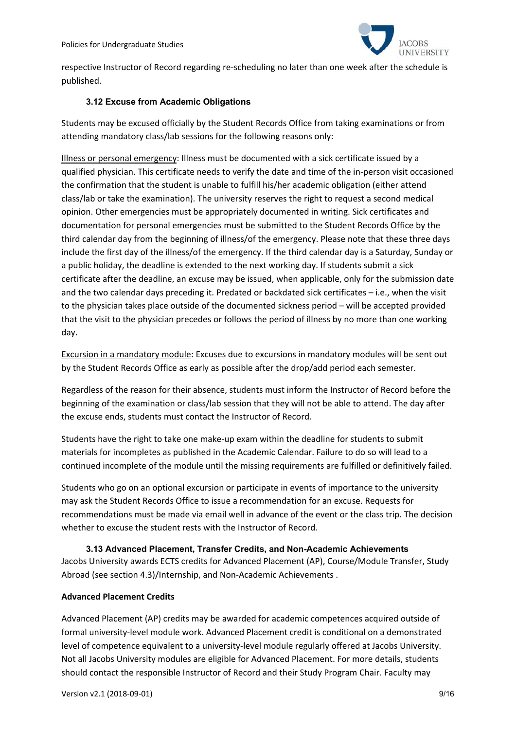respective Instructor of Record regarding re-scheduling no later than one week after the schedule is published.

### 3.12 Excuse from Academic Obligations

Students may be excused officially by the Student Records Office from taking examinations or from attending mandatory class/lab sessions for the following reasons only:

Illness or personal emergency: Illness must be documented with a sick certificate issued by a qualified physician. This certificate needs to verify the date and time of the in-person visit occasioned the confirmation that the student is unable to fulfill his/her academic obligation (either attend class/lab or take the examination). The university reserves the right to request a second medical opinion. Other emergencies must be appropriately documented in writing. Sick certificates and documentation for personal emergencies must be submitted to the Student Records Office by the third calendar day from the beginning of illness/of the emergency. Please note that these three days include the first day of the illness/of the emergency. If the third calendar day is a Saturday, Sunday or a public holiday, the deadline is extended to the next working day. If students submit a sick certificate after the deadline, an excuse may be issued, when applicable, only for the submission date and the two calendar days preceding it. Predated or backdated sick certificates – i.e., when the visit to the physician takes place outside of the documented sickness period – will be accepted provided that the visit to the physician precedes or follows the period of illness by no more than one working day.

Excursion in a mandatory module: Excuses due to excursions in mandatory modules will be sent out by the Student Records Office as early as possible after the drop/add period each semester.

Regardless of the reason for their absence, students must inform the Instructor of Record before the beginning of the examination or class/lab session that they will not be able to attend. The day after the excuse ends, students must contact the Instructor of Record.

Students have the right to take one make-up exam within the deadline for students to submit materials for incompletes as published in the Academic Calendar. Failure to do so will lead to a continued incomplete of the module until the missing requirements are fulfilled or definitively failed.

Students who go on an optional excursion or participate in events of importance to the university may ask the Student Records Office to issue a recommendation for an excuse. Requests for recommendations must be made via email well in advance of the event or the class trip. The decision whether to excuse the student rests with the Instructor of Record.

### 3.13 Advanced Placement, Transfer Credits, and Non-Academic Achievements

Jacobs University awards ECTS credits for Advanced Placement (AP), Course/Module Transfer, Study Abroad (see section 4.3)/Internship, and Non-Academic Achievements .

**Advanced Placement Credits**

Advanced Placement (AP) credits may be awarded for academic competences acquired outside of formal university-level module work. Advanced Placement credit is conditional on a demonstrated level of competence equivalent to a university-level module regularly offered at Jacobs University. Not all Jacobs University modules are eligible for Advanced Placement. For more details, students should contact the responsible Instructor of Record and their Study Program Chair. Faculty may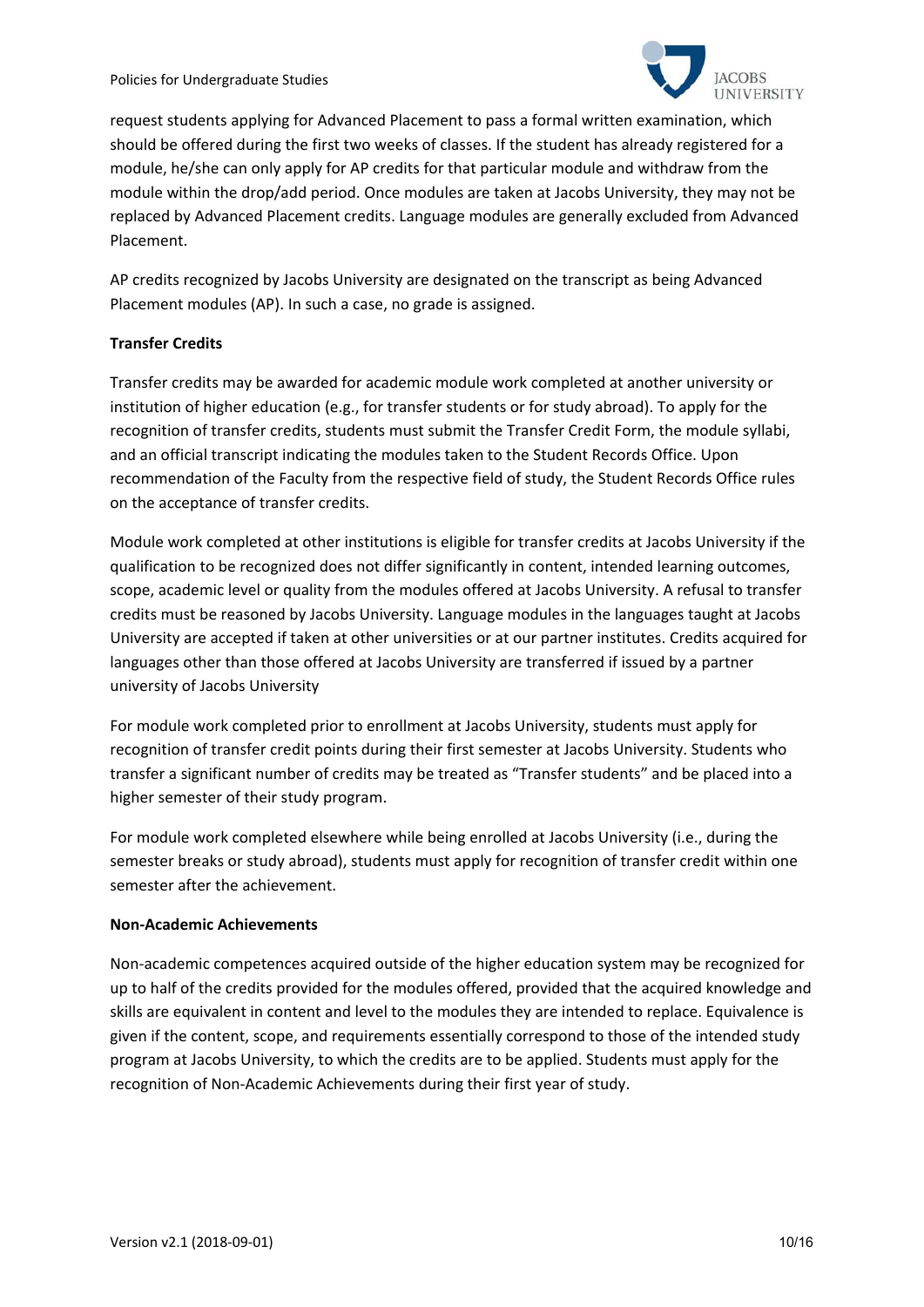request students applying for Advanced Placement to pass a formal written examination, which should be offered during the first two weeks of classes. If the student has already registered for a module, he/she can only apply for AP credits for that particular module and withdraw from the module within the drop/add period. Once modules are taken at Jacobs University, they may not be replaced by Advanced Placement credits. Language modules are generally excluded from Advanced Placement.

AP credits recognized by Jacobs University are designated on the transcript as being Advanced Placement modules (AP). In such a case, no grade is assigned.

**Transfer Credits**

Transfer credits may be awarded for academic module work completed at another university or institution of higher education (e.g., for transfer students or for study abroad). To apply for the recognition of transfer credits, students must submit the Transfer Credit Form, the module syllabi, and an official transcript indicating the modules taken to the Student Records Office. Upon recommendation of the Faculty from the respective field of study, the Student Records Office rules on the acceptance of transfer credits.

Module work completed at other institutions is eligible for transfer credits at Jacobs University if the qualification to be recognized does not differ significantly in content, intended learning outcomes, scope, academic level or quality from the modules offered at Jacobs University. A refusal to transfer credits must be reasoned by Jacobs University. Language modules in the languages taught at Jacobs University are accepted if taken at other universities or at our partner institutes. Credits acquired for languages other than those offered at Jacobs University are transferred if issued by a partner university of Jacobs University

For module work completed prior to enrollment at Jacobs University, students must apply for recognition of transfer credit points during their first semester at Jacobs University. Students who transfer a significant number of credits may be treated as "Transfer students" and be placed into a higher semester of their study program.

For module work completed elsewhere while being enrolled at Jacobs University (i.e., during the semester breaks or study abroad), students must apply for recognition of transfer credit within one semester after the achievement.

**Non-Academic Achievements**

Non-academic competences acquired outside of the higher education system may be recognized for up to half of the credits provided for the modules offered, provided that the acquired knowledge and skills are equivalent in content and level to the modules they are intended to replace. Equivalence is given if the content, scope, and requirements essentially correspond to those of the intended study program at Jacobs University, to which the credits are to be applied. Students must apply for the recognition of Non-Academic Achievements during their first year of study.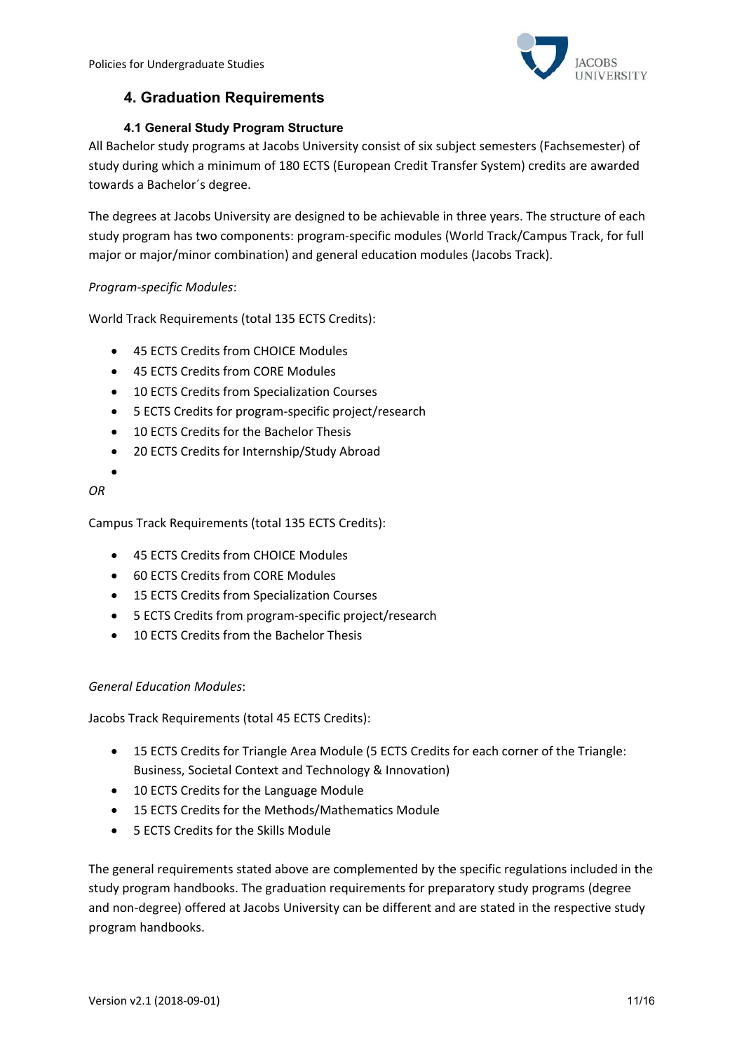## 4. Graduation Requirements

### 4.1 General Study Program Structure

All Bachelor study programs at Jacobs University consist of six subject semesters (Fachsemester) of study during which a minimum of 180 ECTS (European Credit Transfer System) credits are awarded towards a Bachelor´s degree.

The degrees at Jacobs University are designed to be achievable in three years. The structure of each study program has two components: program-specific modules (World Track/Campus Track, for full major or major/minor combination) and general education modules (Jacobs Track).

*Program-specific Modules*:

World Track Requirements (total 135 ECTS Credits):

- 45 ECTS Credits from CHOICE Modules
- 45 ECTS Credits from CORE Modules
- 10 ECTS Credits from Specialization Courses
- 5 ECTS Credits for program-specific project/research
- 10 ECTS Credits for the Bachelor Thesis
- 20 ECTS Credits for Internship/Study Abroad

*OR*

Campus Track Requirements (total 135 ECTS Credits):

- 45 ECTS Credits from CHOICE Modules
- 60 ECTS Credits from CORE Modules
- 15 ECTS Credits from Specialization Courses
- 5 ECTS Credits from program-specific project/research
- 10 ECTS Credits from the Bachelor Thesis

*General Education Modules*:

Jacobs Track Requirements (total 45 ECTS Credits):

- 15 ECTS Credits for Triangle Area Module (5 ECTS Credits for each corner of the Triangle: Business, Societal Context and Technology & Innovation)
- 10 ECTS Credits for the Language Module
- 15 ECTS Credits for the Methods/Mathematics Module
- 5 ECTS Credits for the Skills Module

The general requirements stated above are complemented by the specific regulations included in the study program handbooks. The graduation requirements for preparatory study programs (degree and non-degree) offered at Jacobs University can be different and are stated in the respective study program handbooks.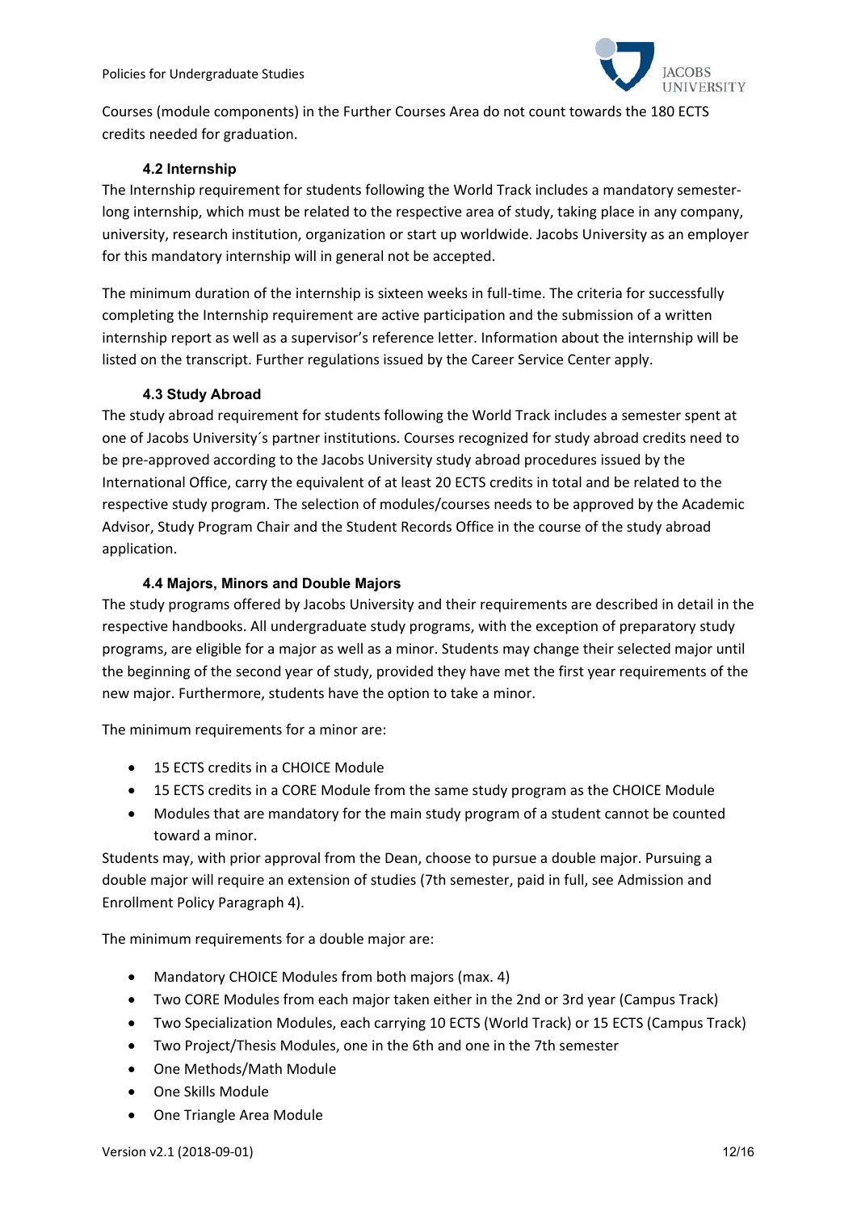Courses (module components) in the Further Courses Area do not count towards the 180 ECTS credits needed for graduation.

### 4.2 Internship

The Internship requirement for students following the World Track includes a mandatory semester-long internship, which must be related to the respective area of study, taking place in any company, university, research institution, organization or start up worldwide. Jacobs University as an employer for this mandatory internship will in general not be accepted.

The minimum duration of the internship is sixteen weeks in full-time. The criteria for successfully completing the Internship requirement are active participation and the submission of a written internship report as well as a supervisor's reference letter. Information about the internship will be listed on the transcript. Further regulations issued by the Career Service Center apply.

### 4.3 Study Abroad

The study abroad requirement for students following the World Track includes a semester spent at one of Jacobs University´s partner institutions. Courses recognized for study abroad credits need to be pre-approved according to the Jacobs University study abroad procedures issued by the International Office, carry the equivalent of at least 20 ECTS credits in total and be related to the respective study program. The selection of modules/courses needs to be approved by the Academic Advisor, Study Program Chair and the Student Records Office in the course of the study abroad application.

### 4.4 Majors, Minors and Double Majors

The study programs offered by Jacobs University and their requirements are described in detail in the respective handbooks. All undergraduate study programs, with the exception of preparatory study programs, are eligible for a major as well as a minor. Students may change their selected major until the beginning of the second year of study, provided they have met the first year requirements of the new major. Furthermore, students have the option to take a minor.

The minimum requirements for a minor are:

- 15 ECTS credits in a CHOICE Module
- 15 ECTS credits in a CORE Module from the same study program as the CHOICE Module
- Modules that are mandatory for the main study program of a student cannot be counted toward a minor.

Students may, with prior approval from the Dean, choose to pursue a double major. Pursuing a double major will require an extension of studies (7th semester, paid in full, see Admission and Enrollment Policy Paragraph 4).

The minimum requirements for a double major are:

- Mandatory CHOICE Modules from both majors (max. 4)
- Two CORE Modules from each major taken either in the 2nd or 3rd year (Campus Track)
- Two Specialization Modules, each carrying 10 ECTS (World Track) or 15 ECTS (Campus Track)
- Two Project/Thesis Modules, one in the 6th and one in the 7th semester
- One Methods/Math Module
- One Skills Module
- One Triangle Area Module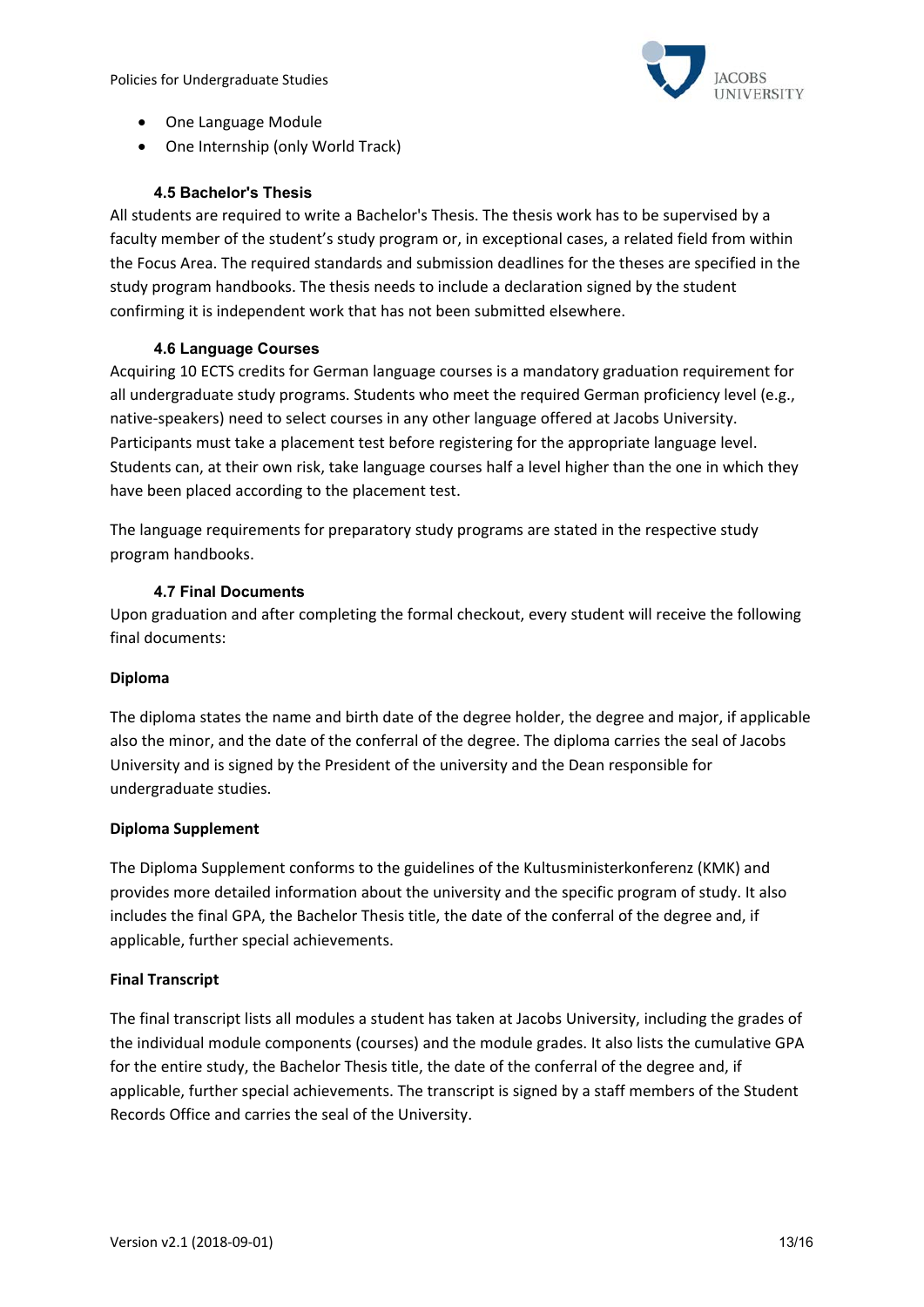- One Language Module
- One Internship (only World Track)

### 4.5 Bachelor's Thesis

All students are required to write a Bachelor's Thesis. The thesis work has to be supervised by a faculty member of the student's study program or, in exceptional cases, a related field from within the Focus Area. The required standards and submission deadlines for the theses are specified in the study program handbooks. The thesis needs to include a declaration signed by the student confirming it is independent work that has not been submitted elsewhere.

### 4.6 Language Courses

Acquiring 10 ECTS credits for German language courses is a mandatory graduation requirement for all undergraduate study programs. Students who meet the required German proficiency level (e.g., native-speakers) need to select courses in any other language offered at Jacobs University. Participants must take a placement test before registering for the appropriate language level. Students can, at their own risk, take language courses half a level higher than the one in which they have been placed according to the placement test.

The language requirements for preparatory study programs are stated in the respective study program handbooks.

### 4.7 Final Documents

Upon graduation and after completing the formal checkout, every student will receive the following final documents:

**Diploma**

The diploma states the name and birth date of the degree holder, the degree and major, if applicable also the minor, and the date of the conferral of the degree. The diploma carries the seal of Jacobs University and is signed by the President of the university and the Dean responsible for undergraduate studies.

**Diploma Supplement**

The Diploma Supplement conforms to the guidelines of the Kultusministerkonferenz (KMK) and provides more detailed information about the university and the specific program of study. It also includes the final GPA, the Bachelor Thesis title, the date of the conferral of the degree and, if applicable, further special achievements.

**Final Transcript**

The final transcript lists all modules a student has taken at Jacobs University, including the grades of the individual module components (courses) and the module grades. It also lists the cumulative GPA for the entire study, the Bachelor Thesis title, the date of the conferral of the degree and, if applicable, further special achievements. The transcript is signed by a staff members of the Student Records Office and carries the seal of the University.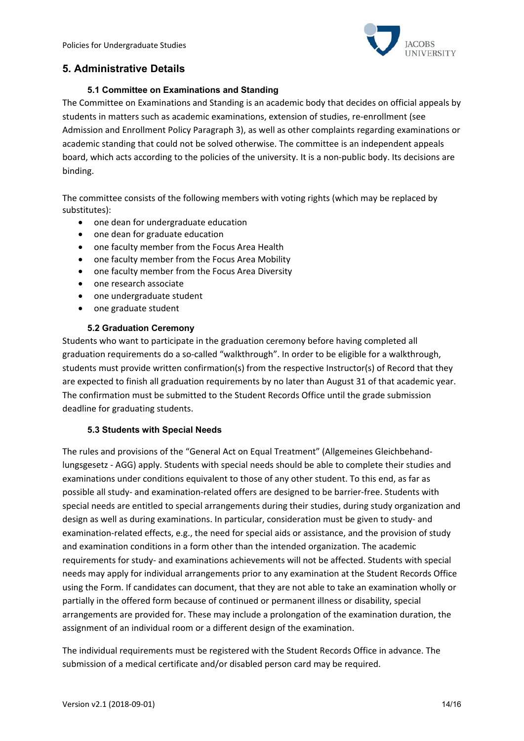## 5. Administrative Details

### 5.1 Committee on Examinations and Standing

The Committee on Examinations and Standing is an academic body that decides on official appeals by students in matters such as academic examinations, extension of studies, re-enrollment (see Admission and Enrollment Policy Paragraph 3), as well as other complaints regarding examinations or academic standing that could not be solved otherwise. The committee is an independent appeals board, which acts according to the policies of the university. It is a non-public body. Its decisions are binding.

The committee consists of the following members with voting rights (which may be replaced by substitutes):

- one dean for undergraduate education
- one dean for graduate education
- one faculty member from the Focus Area Health
- one faculty member from the Focus Area Mobility
- one faculty member from the Focus Area Diversity
- one research associate
- one undergraduate student
- one graduate student

### 5.2 Graduation Ceremony

Students who want to participate in the graduation ceremony before having completed all graduation requirements do a so-called "walkthrough". In order to be eligible for a walkthrough, students must provide written confirmation(s) from the respective Instructor(s) of Record that they are expected to finish all graduation requirements by no later than August 31 of that academic year. The confirmation must be submitted to the Student Records Office until the grade submission deadline for graduating students.

### 5.3 Students with Special Needs

The rules and provisions of the "General Act on Equal Treatment" (Allgemeines Gleichbehandlungsgesetz - AGG) apply. Students with special needs should be able to complete their studies and examinations under conditions equivalent to those of any other student. To this end, as far as possible all study- and examination-related offers are designed to be barrier-free. Students with special needs are entitled to special arrangements during their studies, during study organization and design as well as during examinations. In particular, consideration must be given to study- and examination-related effects, e.g., the need for special aids or assistance, and the provision of study and examination conditions in a form other than the intended organization. The academic requirements for study- and examinations achievements will not be affected. Students with special needs may apply for individual arrangements prior to any examination at the Student Records Office using the Form. If candidates can document, that they are not able to take an examination wholly or partially in the offered form because of continued or permanent illness or disability, special arrangements are provided for. These may include a prolongation of the examination duration, the assignment of an individual room or a different design of the examination.

The individual requirements must be registered with the Student Records Office in advance. The submission of a medical certificate and/or disabled person card may be required.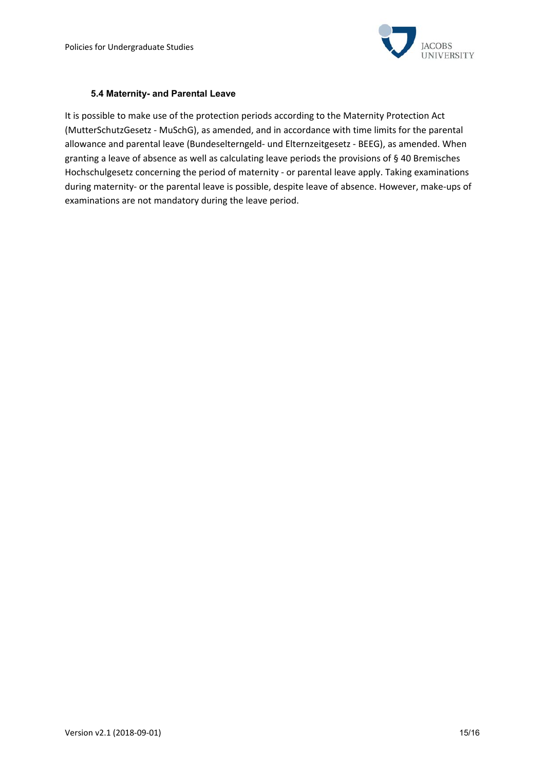### 5.4 Maternity- and Parental Leave

It is possible to make use of the protection periods according to the Maternity Protection Act (MutterSchutzGesetz - MuSchG), as amended, and in accordance with time limits for the parental allowance and parental leave (Bundeselterngeld- und Elternzeitgesetz - BEEG), as amended. When granting a leave of absence as well as calculating leave periods the provisions of § 40 Bremisches Hochschulgesetz concerning the period of maternity - or parental leave apply. Taking examinations during maternity- or the parental leave is possible, despite leave of absence. However, make-ups of examinations are not mandatory during the leave period.